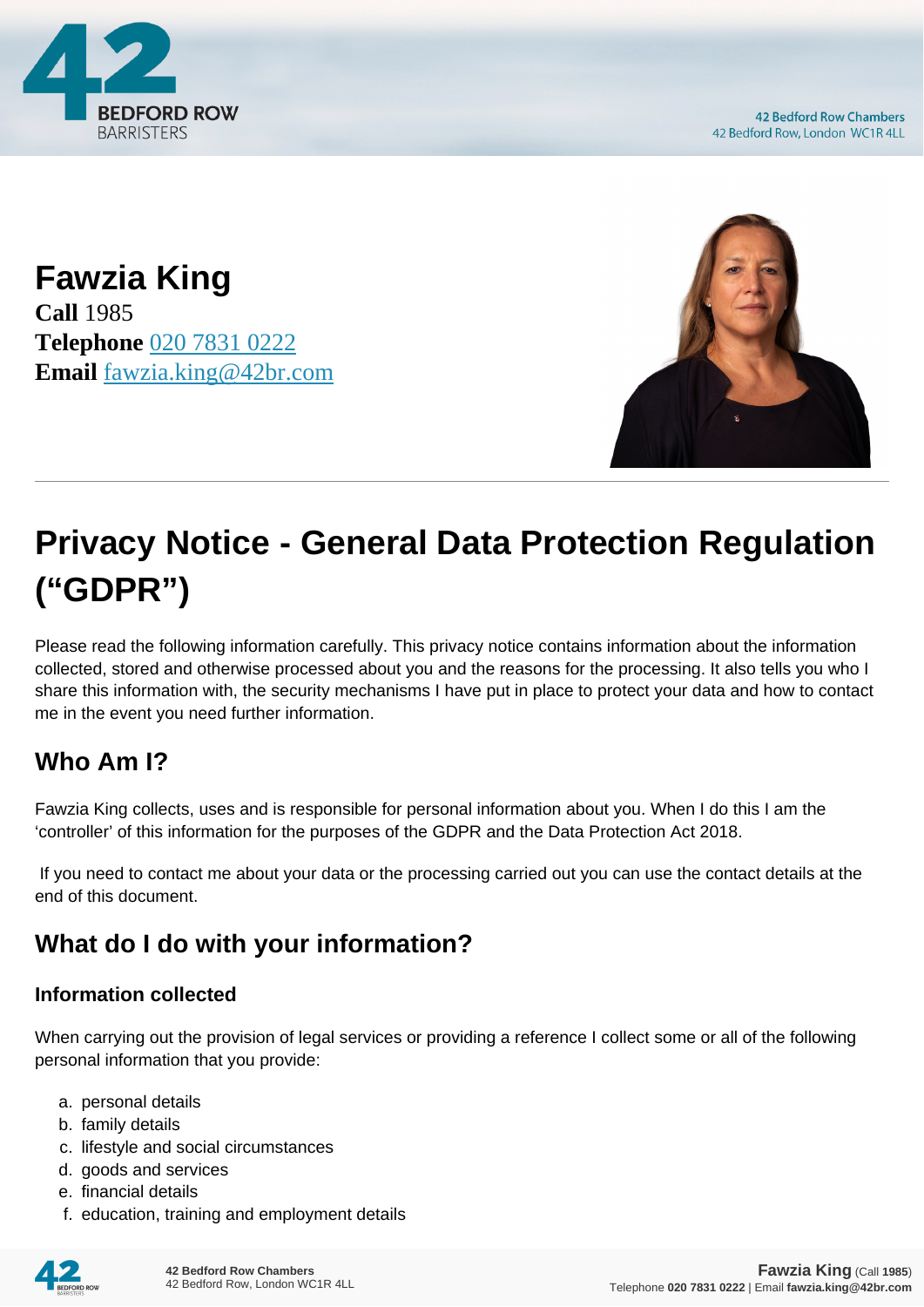# Fawzia King

**Call** 1985
**Telephone** 020 7831 0222
**Email** fawzia.king@42br.com

## Privacy Notice - General Data Protection Regulation ("GDPR")

Please read the following information carefully. This privacy notice contains information about the information collected, stored and otherwise processed about you and the reasons for the processing. It also tells you who I share this information with, the security mechanisms I have put in place to protect your data and how to contact me in the event you need further information.

### Who Am I?

Fawzia King collects, uses and is responsible for personal information about you. When I do this I am the 'controller' of this information for the purposes of the GDPR and the Data Protection Act 2018.

If you need to contact me about your data or the processing carried out you can use the contact details at the end of this document.

### What do I do with your information?

#### Information collected

When carrying out the provision of legal services or providing a reference I collect some or all of the following personal information that you provide:

a. personal details
b. family details
c. lifestyle and social circumstances
d. goods and services
e. financial details
f. education, training and employment details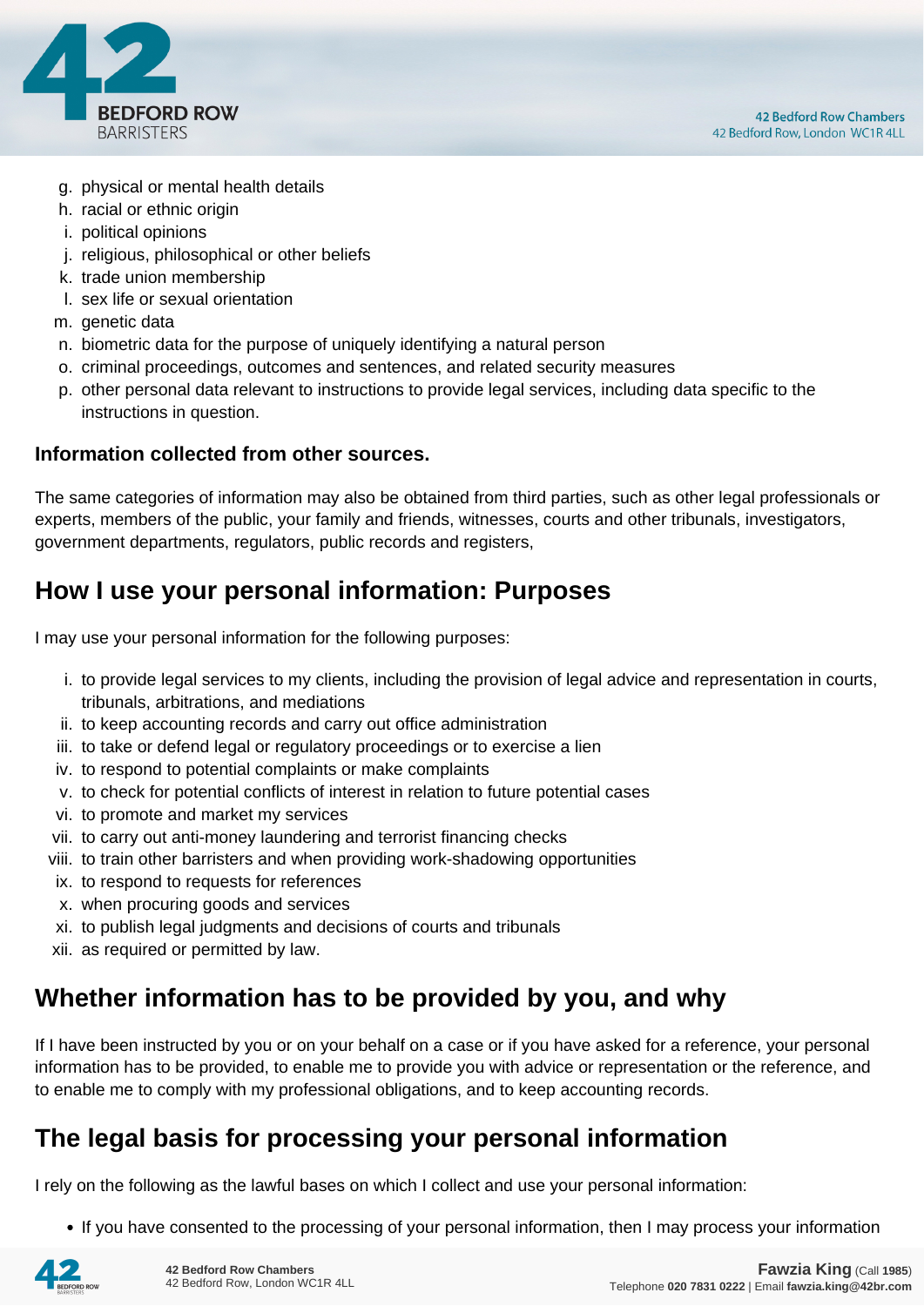g. physical or mental health details
h. racial or ethnic origin
i. political opinions
j. religious, philosophical or other beliefs
k. trade union membership
l. sex life or sexual orientation
m. genetic data
n. biometric data for the purpose of uniquely identifying a natural person
o. criminal proceedings, outcomes and sentences, and related security measures
p. other personal data relevant to instructions to provide legal services, including data specific to the instructions in question.

**Information collected from other sources.**

The same categories of information may also be obtained from third parties, such as other legal professionals or experts, members of the public, your family and friends, witnesses, courts and other tribunals, investigators, government departments, regulators, public records and registers,

## How I use your personal information: Purposes

I may use your personal information for the following purposes:

i. to provide legal services to my clients, including the provision of legal advice and representation in courts, tribunals, arbitrations, and mediations
ii. to keep accounting records and carry out office administration
iii. to take or defend legal or regulatory proceedings or to exercise a lien
iv. to respond to potential complaints or make complaints
v. to check for potential conflicts of interest in relation to future potential cases
vi. to promote and market my services
vii. to carry out anti-money laundering and terrorist financing checks
viii. to train other barristers and when providing work-shadowing opportunities
ix. to respond to requests for references
x. when procuring goods and services
xi. to publish legal judgments and decisions of courts and tribunals
xii. as required or permitted by law.

## Whether information has to be provided by you, and why

If I have been instructed by you or on your behalf on a case or if you have asked for a reference, your personal information has to be provided, to enable me to provide you with advice or representation or the reference, and to enable me to comply with my professional obligations, and to keep accounting records.

## The legal basis for processing your personal information

I rely on the following as the lawful bases on which I collect and use your personal information:

- If you have consented to the processing of your personal information, then I may process your information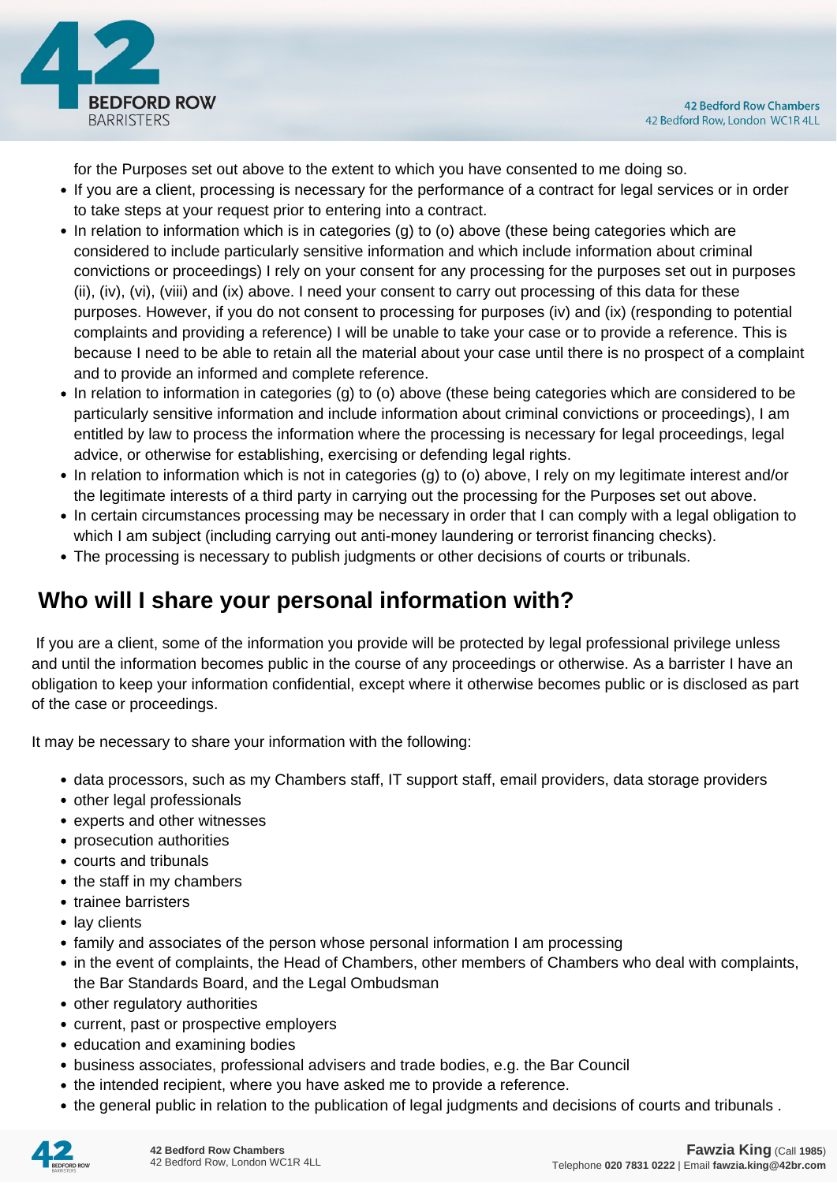for the Purposes set out above to the extent to which you have consented to me doing so.

- If you are a client, processing is necessary for the performance of a contract for legal services or in order to take steps at your request prior to entering into a contract.
- In relation to information which is in categories (g) to (o) above (these being categories which are considered to include particularly sensitive information and which include information about criminal convictions or proceedings) I rely on your consent for any processing for the purposes set out in purposes (ii), (iv), (vi), (viii) and (ix) above. I need your consent to carry out processing of this data for these purposes. However, if you do not consent to processing for purposes (iv) and (ix) (responding to potential complaints and providing a reference) I will be unable to take your case or to provide a reference. This is because I need to be able to retain all the material about your case until there is no prospect of a complaint and to provide an informed and complete reference.
- In relation to information in categories (g) to (o) above (these being categories which are considered to be particularly sensitive information and include information about criminal convictions or proceedings), I am entitled by law to process the information where the processing is necessary for legal proceedings, legal advice, or otherwise for establishing, exercising or defending legal rights.
- In relation to information which is not in categories (g) to (o) above, I rely on my legitimate interest and/or the legitimate interests of a third party in carrying out the processing for the Purposes set out above.
- In certain circumstances processing may be necessary in order that I can comply with a legal obligation to which I am subject (including carrying out anti-money laundering or terrorist financing checks).
- The processing is necessary to publish judgments or other decisions of courts or tribunals.

## Who will I share your personal information with?

If you are a client, some of the information you provide will be protected by legal professional privilege unless and until the information becomes public in the course of any proceedings or otherwise. As a barrister I have an obligation to keep your information confidential, except where it otherwise becomes public or is disclosed as part of the case or proceedings.

It may be necessary to share your information with the following:

- data processors, such as my Chambers staff, IT support staff, email providers, data storage providers
- other legal professionals
- experts and other witnesses
- prosecution authorities
- courts and tribunals
- the staff in my chambers
- trainee barristers
- lay clients
- family and associates of the person whose personal information I am processing
- in the event of complaints, the Head of Chambers, other members of Chambers who deal with complaints, the Bar Standards Board, and the Legal Ombudsman
- other regulatory authorities
- current, past or prospective employers
- education and examining bodies
- business associates, professional advisers and trade bodies, e.g. the Bar Council
- the intended recipient, where you have asked me to provide a reference.
- the general public in relation to the publication of legal judgments and decisions of courts and tribunals .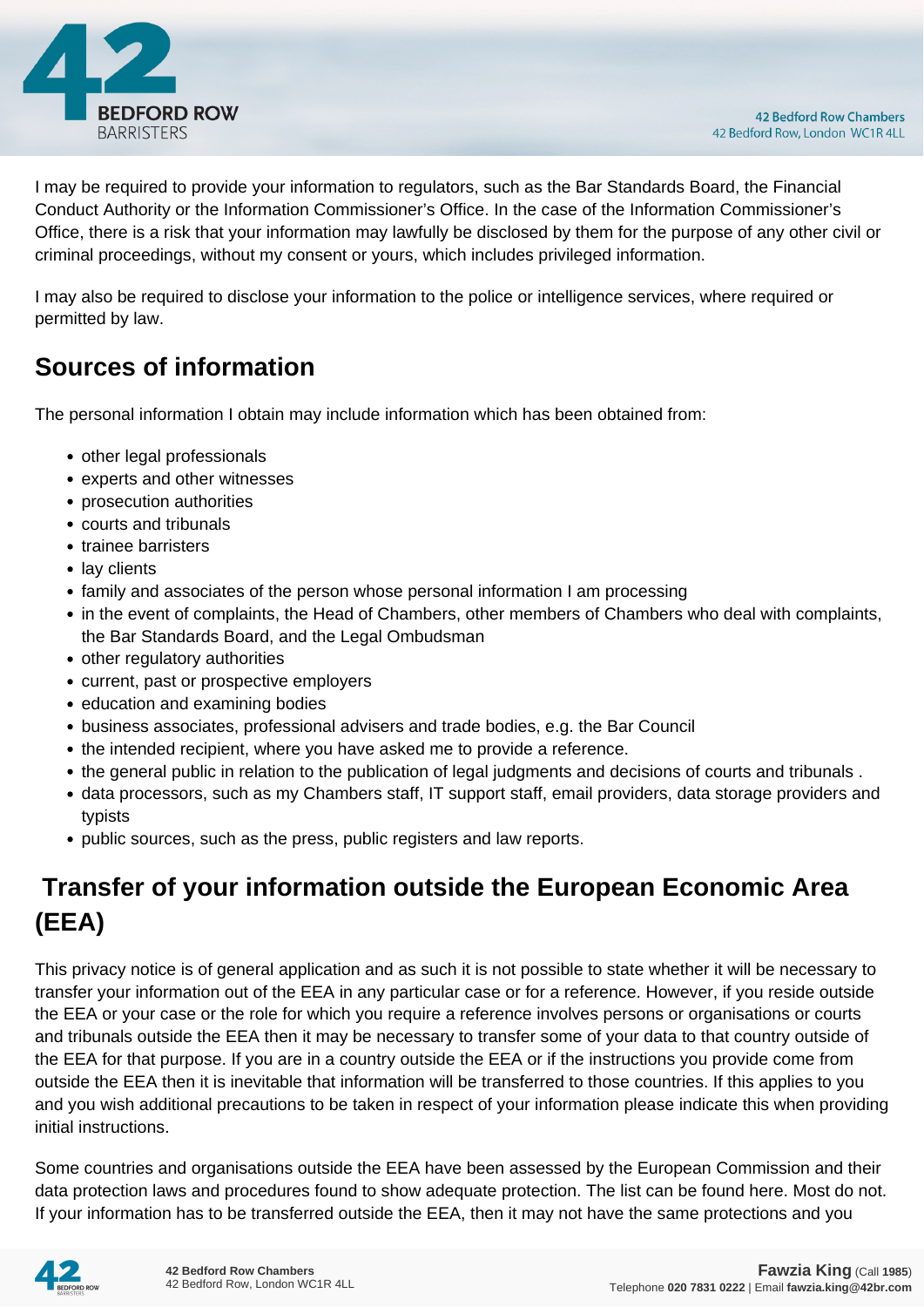I may be required to provide your information to regulators, such as the Bar Standards Board, the Financial Conduct Authority or the Information Commissioner's Office. In the case of the Information Commissioner's Office, there is a risk that your information may lawfully be disclosed by them for the purpose of any other civil or criminal proceedings, without my consent or yours, which includes privileged information.

I may also be required to disclose your information to the police or intelligence services, where required or permitted by law.

## Sources of information

The personal information I obtain may include information which has been obtained from:

- other legal professionals
- experts and other witnesses
- prosecution authorities
- courts and tribunals
- trainee barristers
- lay clients
- family and associates of the person whose personal information I am processing
- in the event of complaints, the Head of Chambers, other members of Chambers who deal with complaints, the Bar Standards Board, and the Legal Ombudsman
- other regulatory authorities
- current, past or prospective employers
- education and examining bodies
- business associates, professional advisers and trade bodies, e.g. the Bar Council
- the intended recipient, where you have asked me to provide a reference.
- the general public in relation to the publication of legal judgments and decisions of courts and tribunals .
- data processors, such as my Chambers staff, IT support staff, email providers, data storage providers and typists
- public sources, such as the press, public registers and law reports.

## Transfer of your information outside the European Economic Area (EEA)

This privacy notice is of general application and as such it is not possible to state whether it will be necessary to transfer your information out of the EEA in any particular case or for a reference. However, if you reside outside the EEA or your case or the role for which you require a reference involves persons or organisations or courts and tribunals outside the EEA then it may be necessary to transfer some of your data to that country outside of the EEA for that purpose. If you are in a country outside the EEA or if the instructions you provide come from outside the EEA then it is inevitable that information will be transferred to those countries. If this applies to you and you wish additional precautions to be taken in respect of your information please indicate this when providing initial instructions.

Some countries and organisations outside the EEA have been assessed by the European Commission and their data protection laws and procedures found to show adequate protection. The list can be found here. Most do not. If your information has to be transferred outside the EEA, then it may not have the same protections and you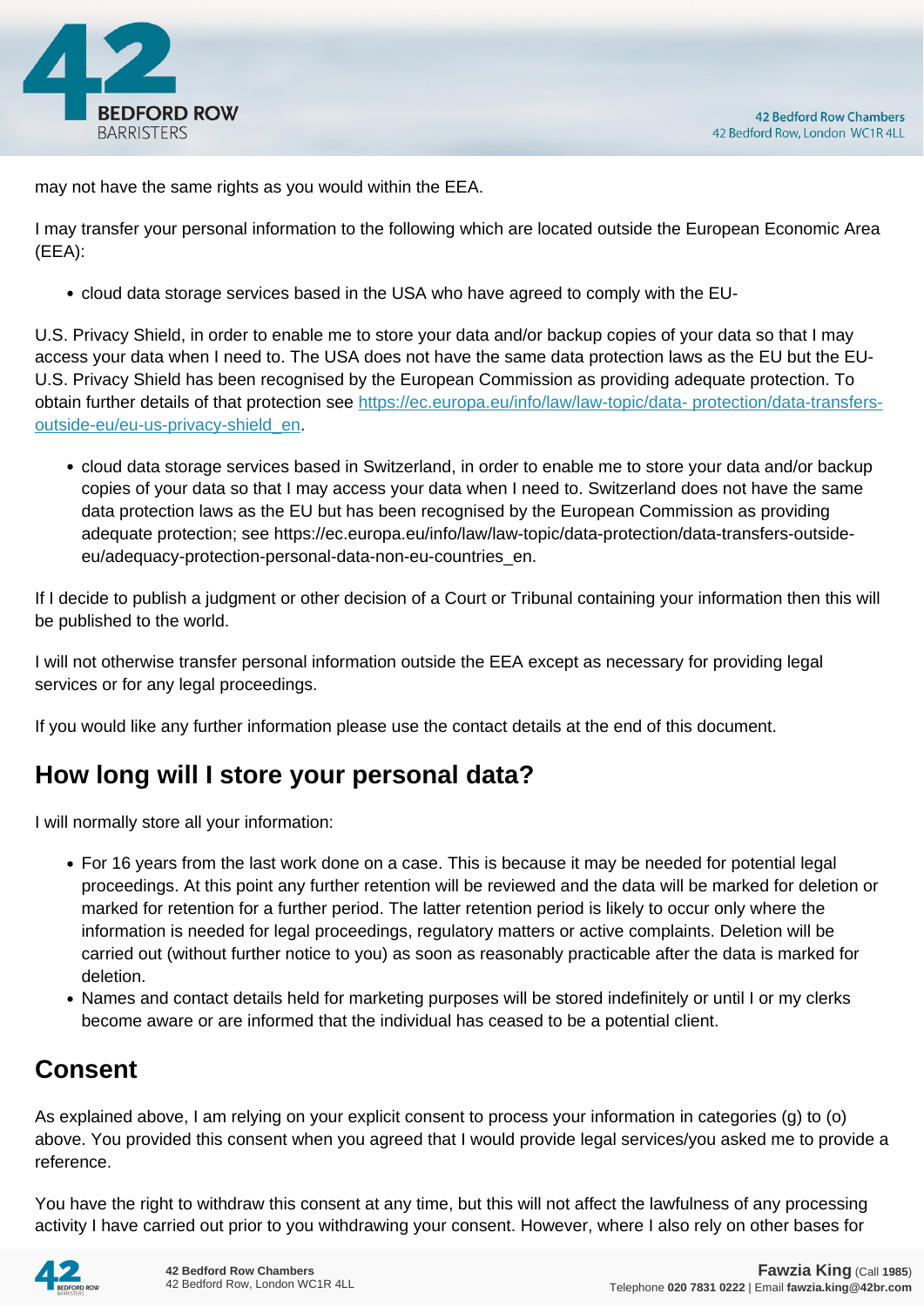may not have the same rights as you would within the EEA.

I may transfer your personal information to the following which are located outside the European Economic Area (EEA):

- cloud data storage services based in the USA who have agreed to comply with the EU-

U.S. Privacy Shield, in order to enable me to store your data and/or backup copies of your data so that I may access your data when I need to. The USA does not have the same data protection laws as the EU but the EU-U.S. Privacy Shield has been recognised by the European Commission as providing adequate protection. To obtain further details of that protection see [https://ec.europa.eu/info/law/law-topic/data- protection/data-transfers-outside-eu/eu-us-privacy-shield_en](https://ec.europa.eu/info/law/law-topic/data-protection/data-transfers-outside-eu/eu-us-privacy-shield_en).

- cloud data storage services based in Switzerland, in order to enable me to store your data and/or backup copies of your data so that I may access your data when I need to. Switzerland does not have the same data protection laws as the EU but has been recognised by the European Commission as providing adequate protection; see https://ec.europa.eu/info/law/law-topic/data-protection/data-transfers-outside-eu/adequacy-protection-personal-data-non-eu-countries_en.

If I decide to publish a judgment or other decision of a Court or Tribunal containing your information then this will be published to the world.

I will not otherwise transfer personal information outside the EEA except as necessary for providing legal services or for any legal proceedings.

If you would like any further information please use the contact details at the end of this document.

## How long will I store your personal data?

I will normally store all your information:

- For 16 years from the last work done on a case. This is because it may be needed for potential legal proceedings. At this point any further retention will be reviewed and the data will be marked for deletion or marked for retention for a further period. The latter retention period is likely to occur only where the information is needed for legal proceedings, regulatory matters or active complaints. Deletion will be carried out (without further notice to you) as soon as reasonably practicable after the data is marked for deletion.
- Names and contact details held for marketing purposes will be stored indefinitely or until I or my clerks become aware or are informed that the individual has ceased to be a potential client.

## Consent

As explained above, I am relying on your explicit consent to process your information in categories (g) to (o) above. You provided this consent when you agreed that I would provide legal services/you asked me to provide a reference.

You have the right to withdraw this consent at any time, but this will not affect the lawfulness of any processing activity I have carried out prior to you withdrawing your consent. However, where I also rely on other bases for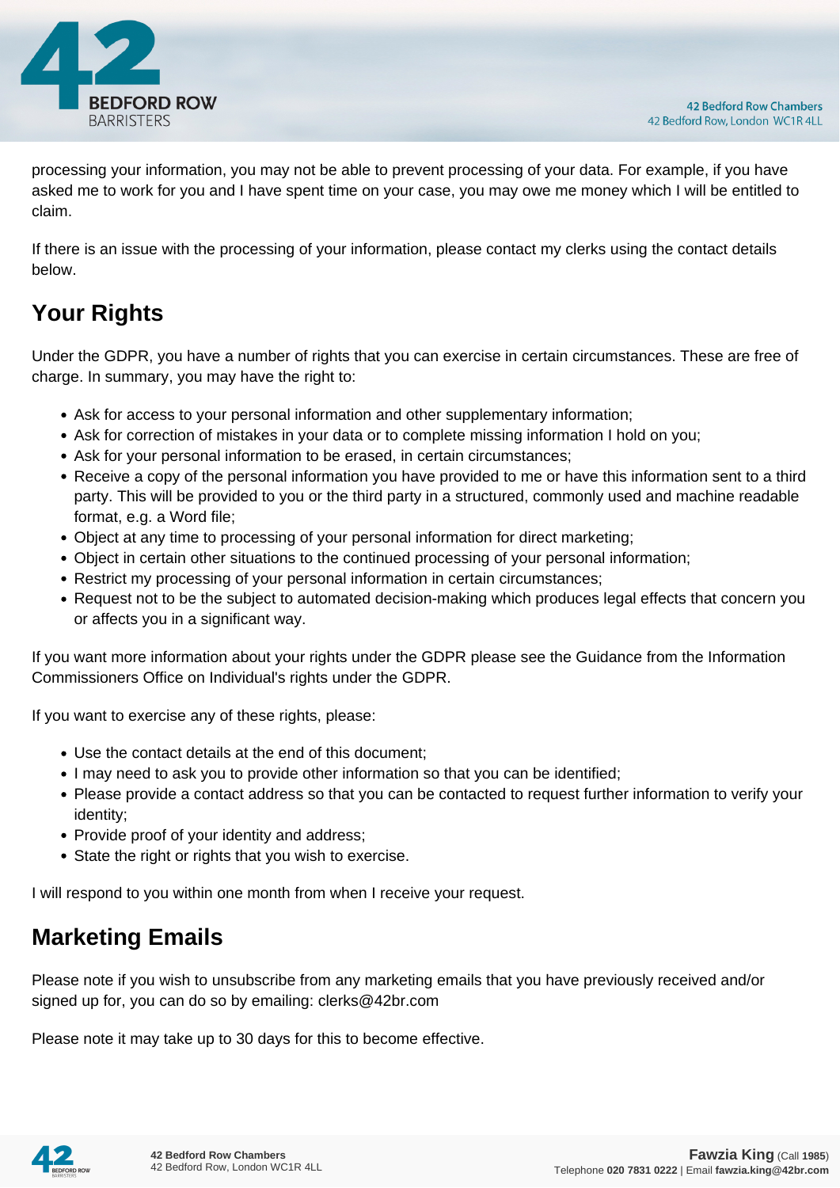processing your information, you may not be able to prevent processing of your data. For example, if you have asked me to work for you and I have spent time on your case, you may owe me money which I will be entitled to claim.

If there is an issue with the processing of your information, please contact my clerks using the contact details below.

## Your Rights

Under the GDPR, you have a number of rights that you can exercise in certain circumstances. These are free of charge. In summary, you may have the right to:

- Ask for access to your personal information and other supplementary information;
- Ask for correction of mistakes in your data or to complete missing information I hold on you;
- Ask for your personal information to be erased, in certain circumstances;
- Receive a copy of the personal information you have provided to me or have this information sent to a third party. This will be provided to you or the third party in a structured, commonly used and machine readable format, e.g. a Word file;
- Object at any time to processing of your personal information for direct marketing;
- Object in certain other situations to the continued processing of your personal information;
- Restrict my processing of your personal information in certain circumstances;
- Request not to be the subject to automated decision-making which produces legal effects that concern you or affects you in a significant way.

If you want more information about your rights under the GDPR please see the Guidance from the Information Commissioners Office on Individual's rights under the GDPR.

If you want to exercise any of these rights, please:

- Use the contact details at the end of this document;
- I may need to ask you to provide other information so that you can be identified;
- Please provide a contact address so that you can be contacted to request further information to verify your identity;
- Provide proof of your identity and address;
- State the right or rights that you wish to exercise.

I will respond to you within one month from when I receive your request.

## Marketing Emails

Please note if you wish to unsubscribe from any marketing emails that you have previously received and/or signed up for, you can do so by emailing: clerks@42br.com

Please note it may take up to 30 days for this to become effective.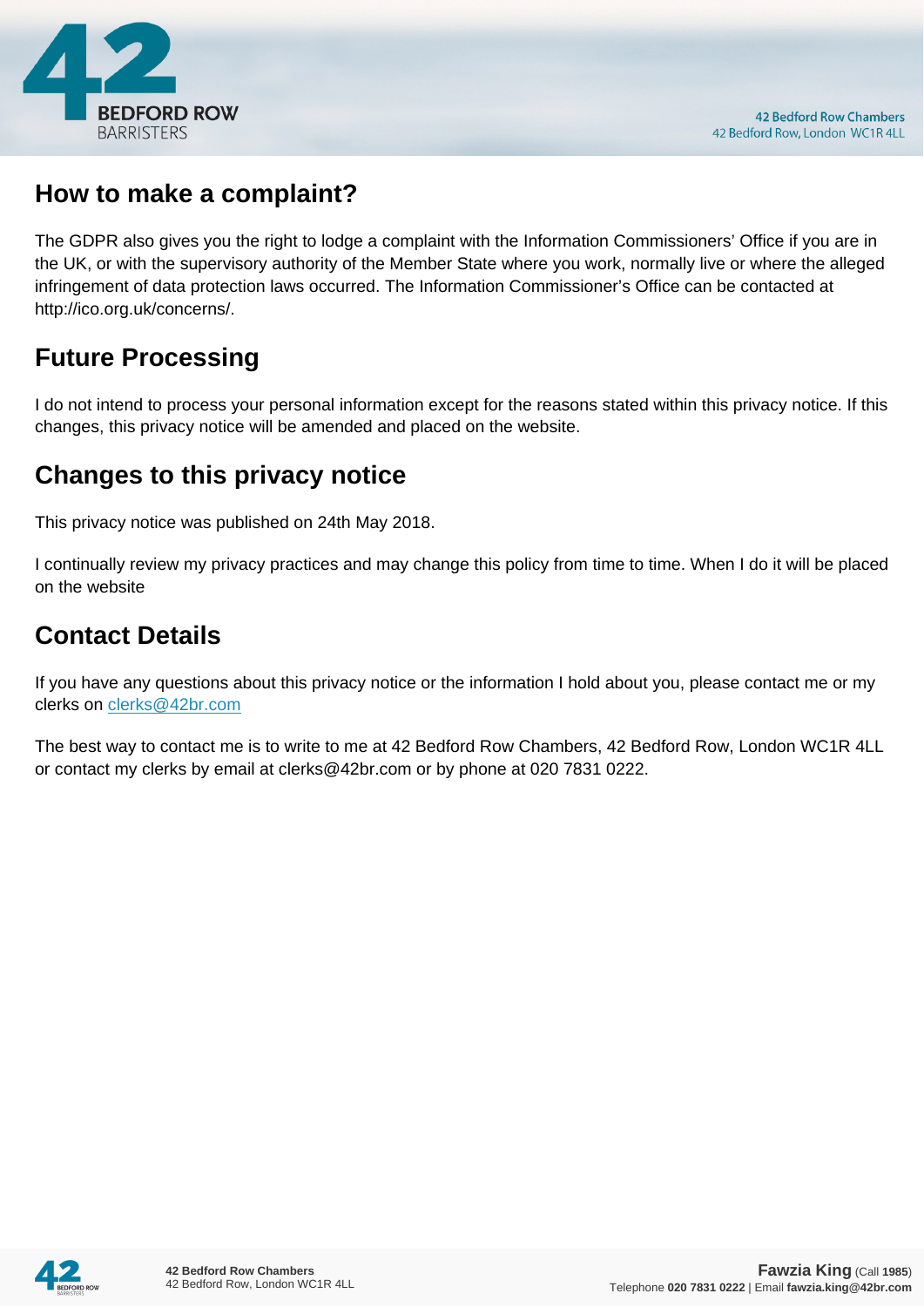## How to make a complaint?

The GDPR also gives you the right to lodge a complaint with the Information Commissioners' Office if you are in the UK, or with the supervisory authority of the Member State where you work, normally live or where the alleged infringement of data protection laws occurred. The Information Commissioner's Office can be contacted at http://ico.org.uk/concerns/.

## Future Processing

I do not intend to process your personal information except for the reasons stated within this privacy notice. If this changes, this privacy notice will be amended and placed on the website.

## Changes to this privacy notice

This privacy notice was published on 24th May 2018.

I continually review my privacy practices and may change this policy from time to time. When I do it will be placed on the website

## Contact Details

If you have any questions about this privacy notice or the information I hold about you, please contact me or my clerks on clerks@42br.com

The best way to contact me is to write to me at 42 Bedford Row Chambers, 42 Bedford Row, London WC1R 4LL or contact my clerks by email at clerks@42br.com or by phone at 020 7831 0222.